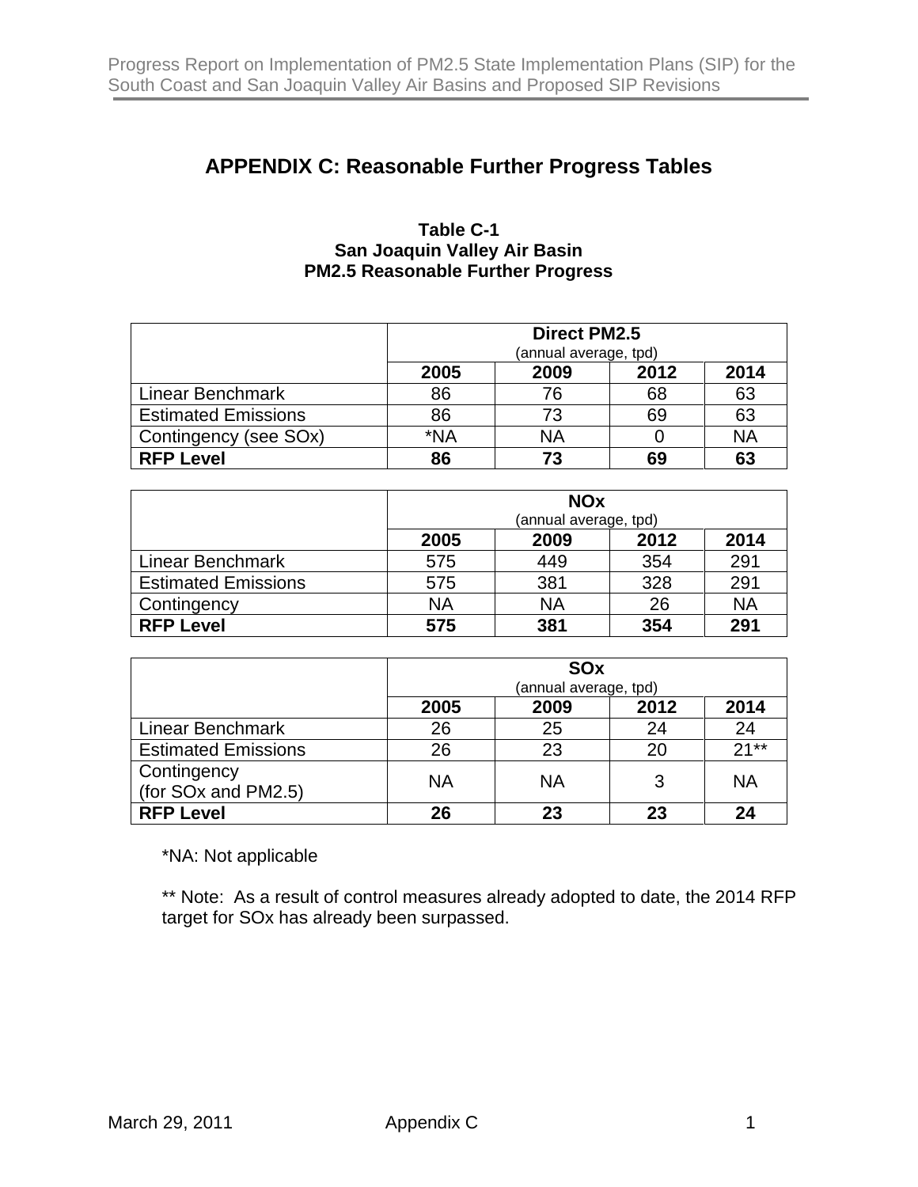# APPENDIX C: Reasonable Further Progress Tables

**Table C-1**
**San Joaquin Valley Air Basin**
**PM2.5 Reasonable Further Progress**

| | Direct PM2.5 (annual average, tpd) | | | |
|---|---|---|---|---|
| | **2005** | **2009** | **2012** | **2014** |
| Linear Benchmark | 86 | 76 | 68 | 63 |
| Estimated Emissions | 86 | 73 | 69 | 63 |
| Contingency (see SOx) | *NA | NA | 0 | NA |
| **RFP Level** | **86** | **73** | **69** | **63** |

| | NOx (annual average, tpd) | | | |
|---|---|---|---|---|
| | **2005** | **2009** | **2012** | **2014** |
| Linear Benchmark | 575 | 449 | 354 | 291 |
| Estimated Emissions | 575 | 381 | 328 | 291 |
| Contingency | NA | NA | 26 | NA |
| **RFP Level** | **575** | **381** | **354** | **291** |

| | SOx (annual average, tpd) | | | |
|---|---|---|---|---|
| | **2005** | **2009** | **2012** | **2014** |
| Linear Benchmark | 26 | 25 | 24 | 24 |
| Estimated Emissions | 26 | 23 | 20 | 21** |
| Contingency (for SOx and PM2.5) | NA | NA | 3 | NA |
| **RFP Level** | **26** | **23** | **23** | **24** |

*NA: Not applicable

** Note: As a result of control measures already adopted to date, the 2014 RFP target for SOx has already been surpassed.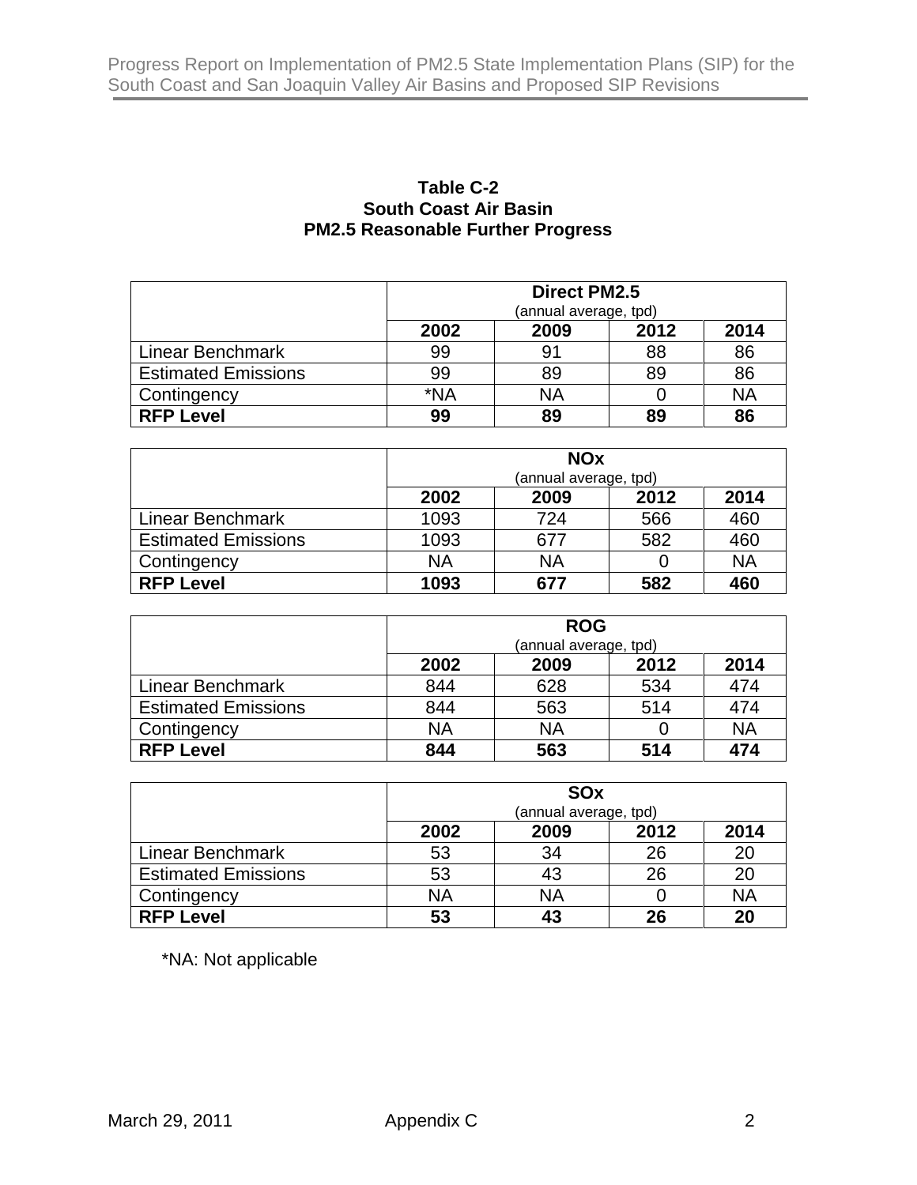**Table C-2**
**South Coast Air Basin**
**PM2.5 Reasonable Further Progress**

| | **Direct PM2.5** (annual average, tpd) | | | |
|---|---|---|---|---|
| | **2002** | **2009** | **2012** | **2014** |
| Linear Benchmark | 99 | 91 | 88 | 86 |
| Estimated Emissions | 99 | 89 | 89 | 86 |
| Contingency | *NA | NA | 0 | NA |
| **RFP Level** | **99** | **89** | **89** | **86** |

| | **NOx** (annual average, tpd) | | | |
|---|---|---|---|---|
| | **2002** | **2009** | **2012** | **2014** |
| Linear Benchmark | 1093 | 724 | 566 | 460 |
| Estimated Emissions | 1093 | 677 | 582 | 460 |
| Contingency | NA | NA | 0 | NA |
| **RFP Level** | **1093** | **677** | **582** | **460** |

| | **ROG** (annual average, tpd) | | | |
|---|---|---|---|---|
| | **2002** | **2009** | **2012** | **2014** |
| Linear Benchmark | 844 | 628 | 534 | 474 |
| Estimated Emissions | 844 | 563 | 514 | 474 |
| Contingency | NA | NA | 0 | NA |
| **RFP Level** | **844** | **563** | **514** | **474** |

| | **SOx** (annual average, tpd) | | | |
|---|---|---|---|---|
| | **2002** | **2009** | **2012** | **2014** |
| Linear Benchmark | 53 | 34 | 26 | 20 |
| Estimated Emissions | 53 | 43 | 26 | 20 |
| Contingency | NA | NA | 0 | NA |
| **RFP Level** | **53** | **43** | **26** | **20** |

*NA: Not applicable